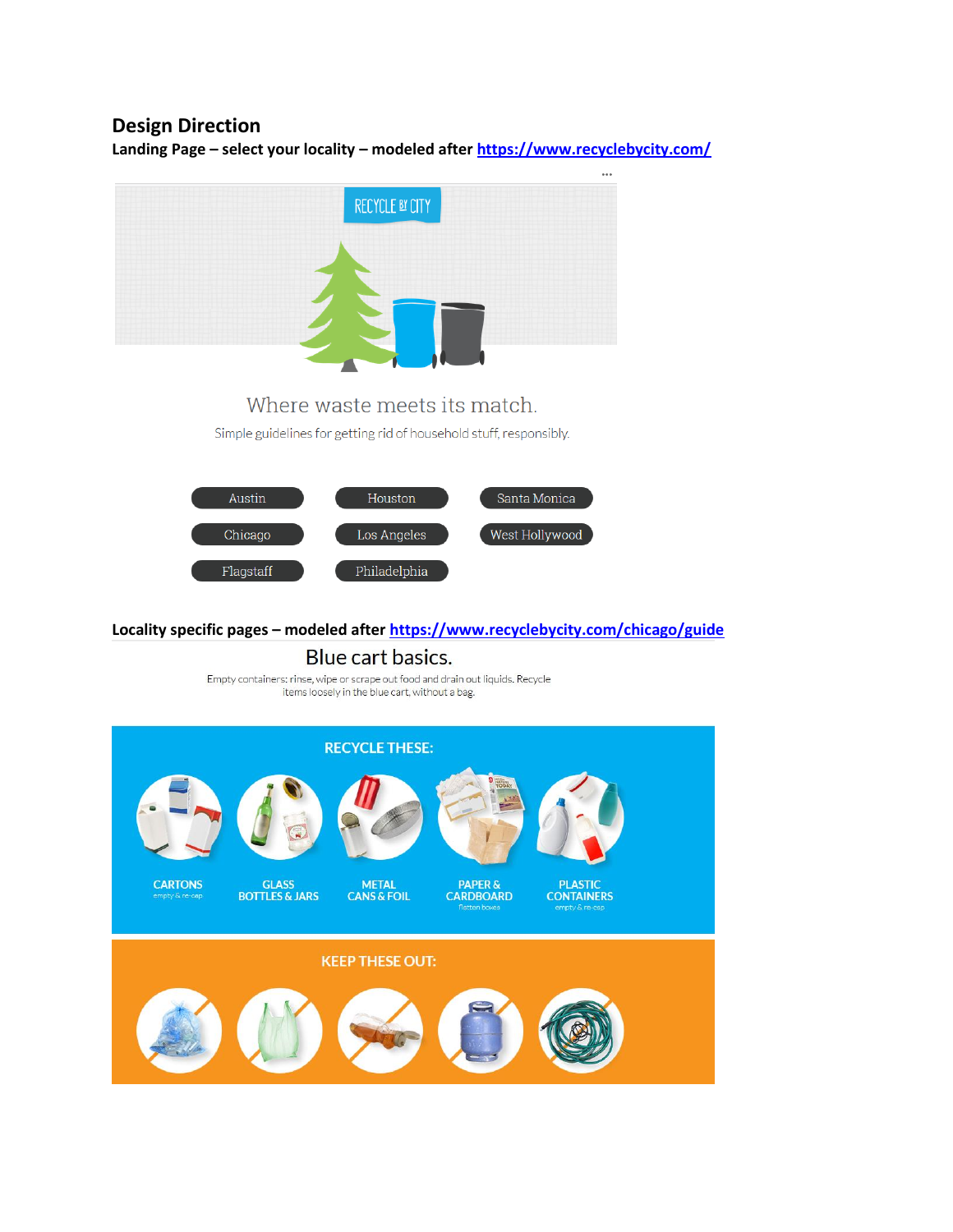## Design Direction

**Landing Page – select your locality – modeled after [https://www.recyclebycity.com/](https://www.recyclebycity.com/)**

RECYCLE BY CITY

Where waste meets its match.

Simple guidelines for getting rid of household stuff, responsibly.

Austin
Houston
Santa Monica
Chicago
Los Angeles
West Hollywood
Flagstaff
Philadelphia

**Locality specific pages – modeled after [https://www.recyclebycity.com/chicago/guide](https://www.recyclebycity.com/chicago/guide)**

Blue cart basics.

Empty containers: rinse, wipe or scrape out food and drain out liquids. Recycle items loosely in the blue cart, without a bag.

RECYCLE THESE:

CARTONS
empty & re-cap

GLASS BOTTLES & JARS

METAL CANS & FOIL

PAPER & CARDBOARD
flatten boxes

PLASTIC CONTAINERS
empty & re-cap

KEEP THESE OUT: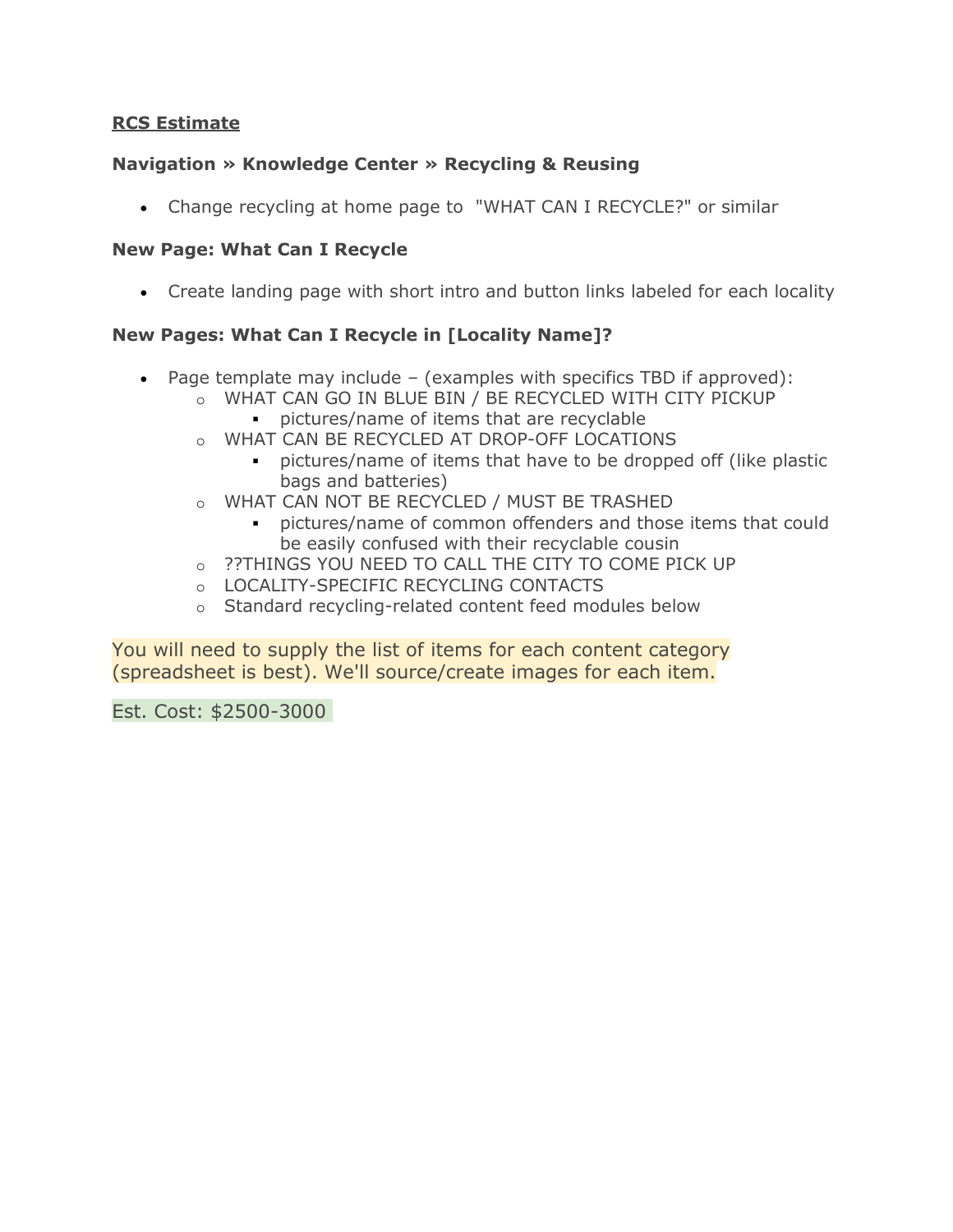**RCS Estimate**

**Navigation » Knowledge Center » Recycling & Reusing**

- Change recycling at home page to "WHAT CAN I RECYCLE?" or similar

**New Page: What Can I Recycle**

- Create landing page with short intro and button links labeled for each locality

**New Pages: What Can I Recycle in [Locality Name]?**

- Page template may include – (examples with specifics TBD if approved):
    - WHAT CAN GO IN BLUE BIN / BE RECYCLED WITH CITY PICKUP
        - pictures/name of items that are recyclable
    - WHAT CAN BE RECYCLED AT DROP-OFF LOCATIONS
        - pictures/name of items that have to be dropped off (like plastic bags and batteries)
    - WHAT CAN NOT BE RECYCLED / MUST BE TRASHED
        - pictures/name of common offenders and those items that could be easily confused with their recyclable cousin
    - ??THINGS YOU NEED TO CALL THE CITY TO COME PICK UP
    - LOCALITY-SPECIFIC RECYCLING CONTACTS
    - Standard recycling-related content feed modules below

You will need to supply the list of items for each content category (spreadsheet is best). We'll source/create images for each item.

Est. Cost: $2500-3000